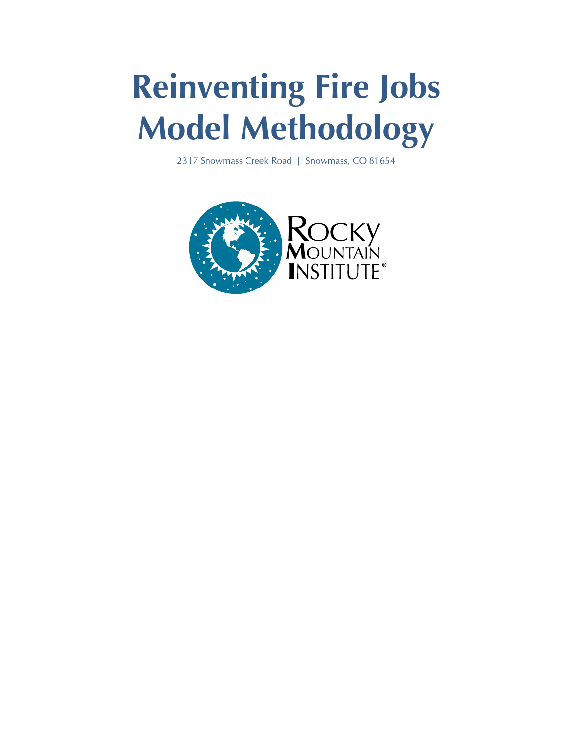# Reinventing Fire Jobs Model Methodology

2317 Snowmass Creek Road | Snowmass, CO 81654

Rocky Mountain Institute®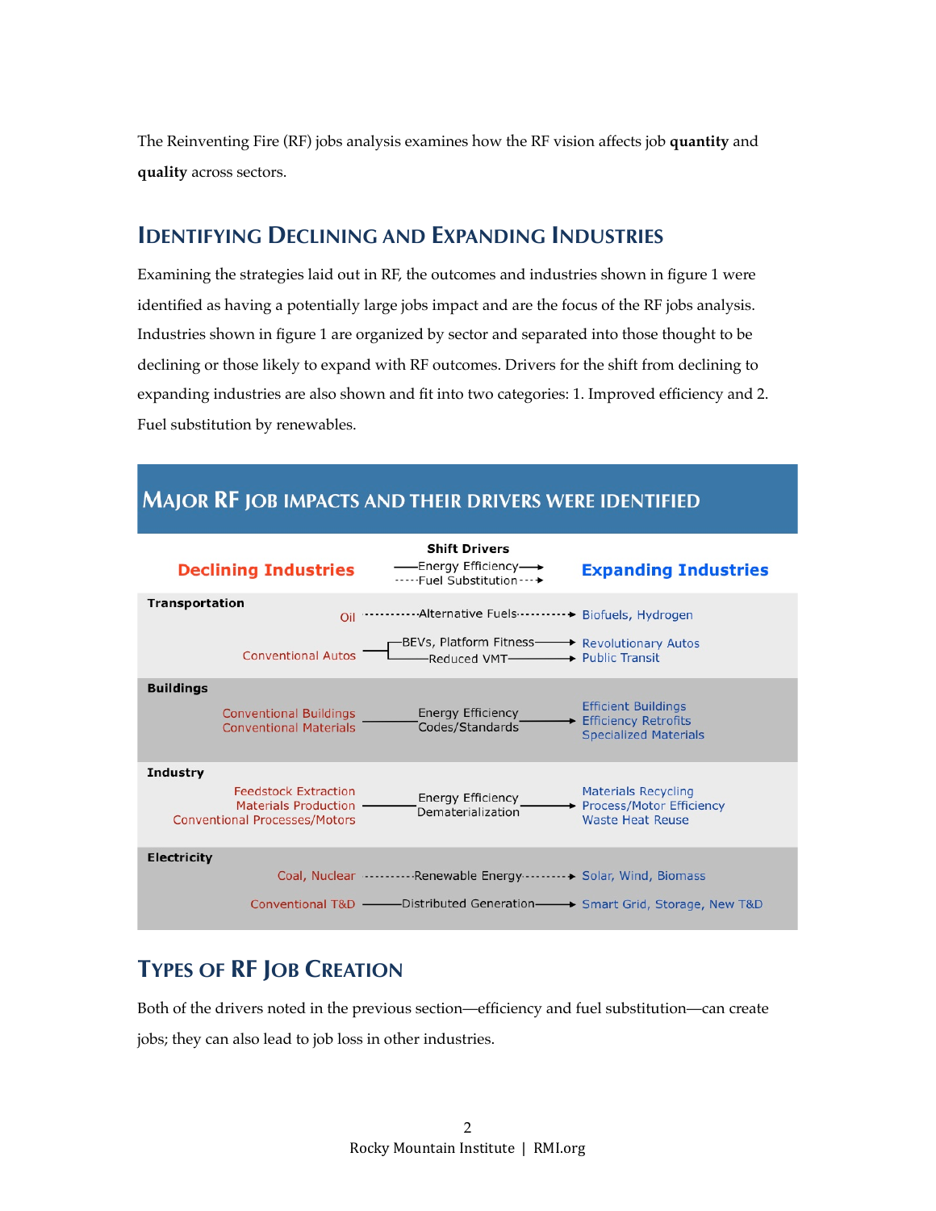The Reinventing Fire (RF) jobs analysis examines how the RF vision affects job **quantity** and **quality** across sectors.

## IDENTIFYING DECLINING AND EXPANDING INDUSTRIES

Examining the strategies laid out in RF, the outcomes and industries shown in figure 1 were identified as having a potentially large jobs impact and are the focus of the RF jobs analysis. Industries shown in figure 1 are organized by sector and separated into those thought to be declining or those likely to expand with RF outcomes. Drivers for the shift from declining to expanding industries are also shown and fit into two categories: 1. Improved efficiency and 2. Fuel substitution by renewables.

### MAJOR RF JOB IMPACTS AND THEIR DRIVERS WERE IDENTIFIED

| Sector | Declining Industries | Shift Drivers (—— Energy Efficiency; ----- Fuel Substitution) | Expanding Industries |
|---|---|---|---|
| Transportation | Oil | Alternative Fuels (Fuel Substitution) | Biofuels, Hydrogen |
| | Conventional Autos | BEVs, Platform Fitness (Energy Efficiency) | Revolutionary Autos |
| | | Reduced VMT (Energy Efficiency) | Public Transit |
| Buildings | Conventional Buildings<br>Conventional Materials | Energy Efficiency<br>Codes/Standards | Efficient Buildings<br>Efficiency Retrofits<br>Specialized Materials |
| Industry | Feedstock Extraction<br>Materials Production<br>Conventional Processes/Motors | Energy Efficiency<br>Dematerialization | Materials Recycling<br>Process/Motor Efficiency<br>Waste Heat Reuse |
| Electricity | Coal, Nuclear | Renewable Energy (Fuel Substitution) | Solar, Wind, Biomass |
| | Conventional T&D | Distributed Generation (Energy Efficiency) | Smart Grid, Storage, New T&D |

## TYPES OF RF JOB CREATION

Both of the drivers noted in the previous section—efficiency and fuel substitution—can create jobs; they can also lead to job loss in other industries.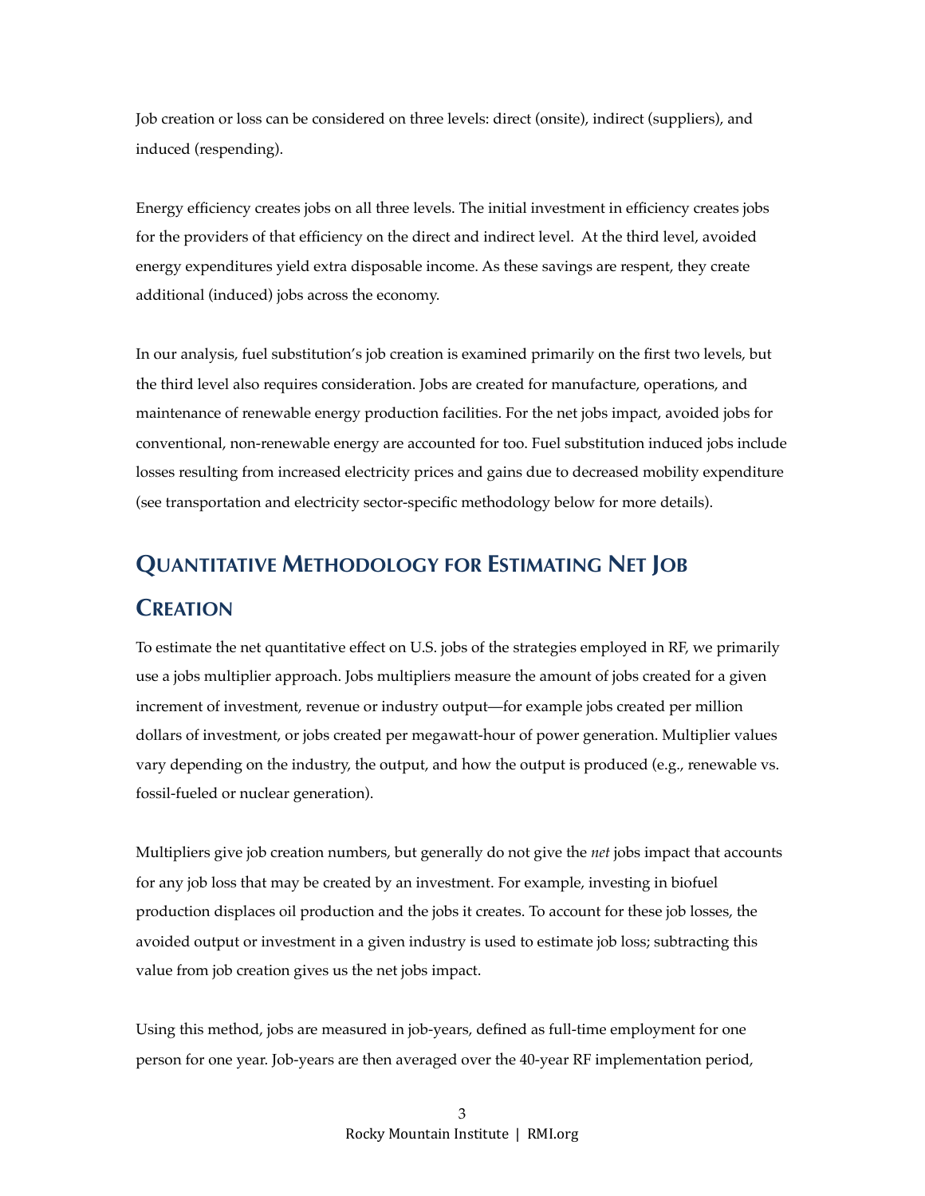Job creation or loss can be considered on three levels: direct (onsite), indirect (suppliers), and induced (respending).

Energy efficiency creates jobs on all three levels. The initial investment in efficiency creates jobs for the providers of that efficiency on the direct and indirect level. At the third level, avoided energy expenditures yield extra disposable income. As these savings are respent, they create additional (induced) jobs across the economy.

In our analysis, fuel substitution's job creation is examined primarily on the first two levels, but the third level also requires consideration. Jobs are created for manufacture, operations, and maintenance of renewable energy production facilities. For the net jobs impact, avoided jobs for conventional, non-renewable energy are accounted for too. Fuel substitution induced jobs include losses resulting from increased electricity prices and gains due to decreased mobility expenditure (see transportation and electricity sector-specific methodology below for more details).

## Quantitative Methodology for Estimating Net Job Creation

To estimate the net quantitative effect on U.S. jobs of the strategies employed in RF, we primarily use a jobs multiplier approach. Jobs multipliers measure the amount of jobs created for a given increment of investment, revenue or industry output—for example jobs created per million dollars of investment, or jobs created per megawatt-hour of power generation. Multiplier values vary depending on the industry, the output, and how the output is produced (e.g., renewable vs. fossil-fueled or nuclear generation).

Multipliers give job creation numbers, but generally do not give the *net* jobs impact that accounts for any job loss that may be created by an investment. For example, investing in biofuel production displaces oil production and the jobs it creates. To account for these job losses, the avoided output or investment in a given industry is used to estimate job loss; subtracting this value from job creation gives us the net jobs impact.

Using this method, jobs are measured in job-years, defined as full-time employment for one person for one year. Job-years are then averaged over the 40-year RF implementation period,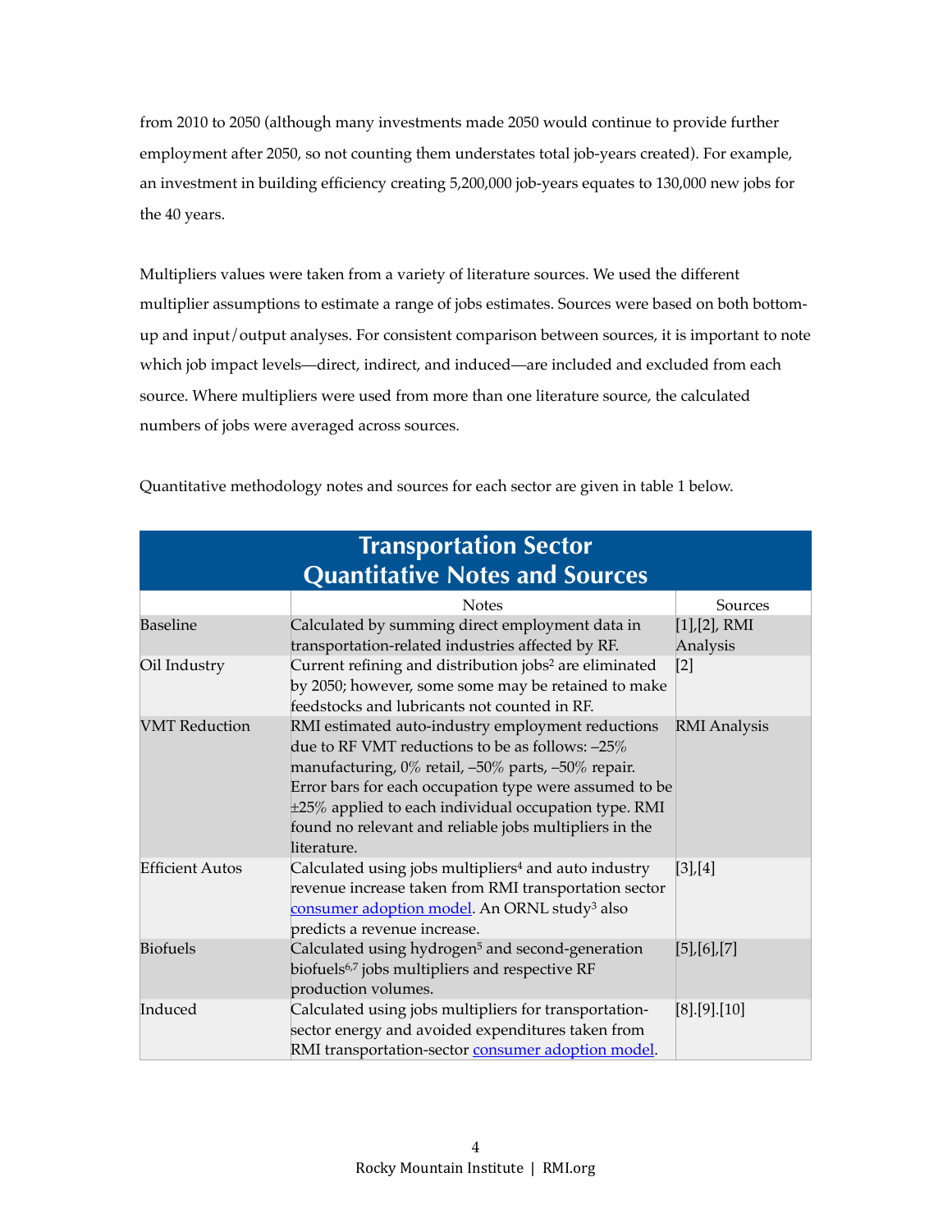from 2010 to 2050 (although many investments made 2050 would continue to provide further employment after 2050, so not counting them understates total job-years created). For example, an investment in building efficiency creating 5,200,000 job-years equates to 130,000 new jobs for the 40 years.

Multipliers values were taken from a variety of literature sources. We used the different multiplier assumptions to estimate a range of jobs estimates. Sources were based on both bottom-up and input/output analyses. For consistent comparison between sources, it is important to note which job impact levels—direct, indirect, and induced—are included and excluded from each source. Where multipliers were used from more than one literature source, the calculated numbers of jobs were averaged across sources.

Quantitative methodology notes and sources for each sector are given in table 1 below.

| **Transportation Sector Quantitative Notes and Sources** | | |
|---|---|---|
| | Notes | Sources |
| Baseline | Calculated by summing direct employment data in transportation-related industries affected by RF. | [1],[2], RMI Analysis |
| Oil Industry | Current refining and distribution jobs[2] are eliminated by 2050; however, some some may be retained to make feedstocks and lubricants not counted in RF. | [2] |
| VMT Reduction | RMI estimated auto-industry employment reductions due to RF VMT reductions to be as follows: –25% manufacturing, 0% retail, –50% parts, –50% repair. Error bars for each occupation type were assumed to be ±25% applied to each individual occupation type. RMI found no relevant and reliable jobs multipliers in the literature. | RMI Analysis |
| Efficient Autos | Calculated using jobs multipliers[4] and auto industry revenue increase taken from RMI transportation sector consumer adoption model. An ORNL study[3] also predicts a revenue increase. | [3],[4] |
| Biofuels | Calculated using hydrogen[5] and second-generation biofuels[6,7] jobs multipliers and respective RF production volumes. | [5],[6],[7] |
| Induced | Calculated using jobs multipliers for transportation-sector energy and avoided expenditures taken from RMI transportation-sector consumer adoption model. | [8].[9].[10] |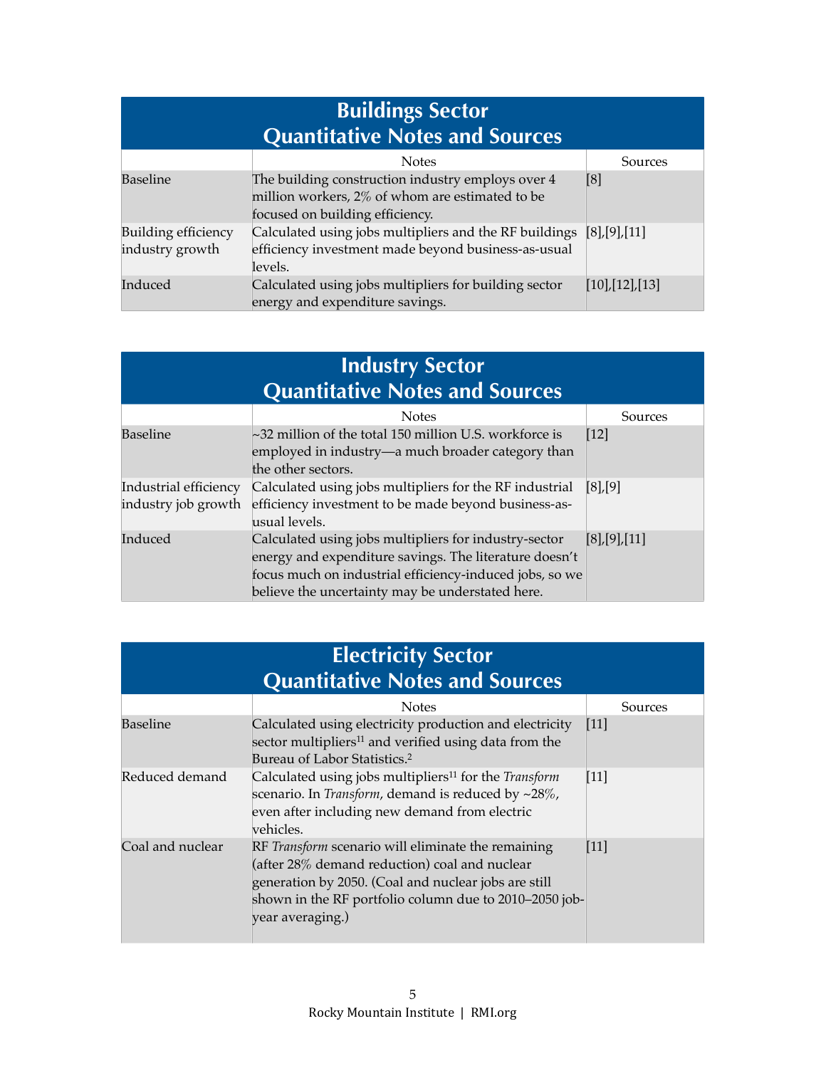## Buildings Sector Quantitative Notes and Sources

| | Notes | Sources |
|---|---|---|
| Baseline | The building construction industry employs over 4 million workers, 2% of whom are estimated to be focused on building efficiency. | [8] |
| Building efficiency industry growth | Calculated using jobs multipliers and the RF buildings efficiency investment made beyond business-as-usual levels. | [8],[9],[11] |
| Induced | Calculated using jobs multipliers for building sector energy and expenditure savings. | [10],[12],[13] |

## Industry Sector Quantitative Notes and Sources

| | Notes | Sources |
|---|---|---|
| Baseline | ~32 million of the total 150 million U.S. workforce is employed in industry—a much broader category than the other sectors. | [12] |
| Industrial efficiency industry job growth | Calculated using jobs multipliers for the RF industrial efficiency investment to be made beyond business-as-usual levels. | [8],[9] |
| Induced | Calculated using jobs multipliers for industry-sector energy and expenditure savings. The literature doesn't focus much on industrial efficiency-induced jobs, so we believe the uncertainty may be understated here. | [8],[9],[11] |

## Electricity Sector Quantitative Notes and Sources

| | Notes | Sources |
|---|---|---|
| Baseline | Calculated using electricity production and electricity sector multipliers[11] and verified using data from the Bureau of Labor Statistics.[2] | [11] |
| Reduced demand | Calculated using jobs multipliers[11] for the *Transform* scenario. In *Transform*, demand is reduced by ~28%, even after including new demand from electric vehicles. | [11] |
| Coal and nuclear | RF *Transform* scenario will eliminate the remaining (after 28% demand reduction) coal and nuclear generation by 2050. (Coal and nuclear jobs are still shown in the RF portfolio column due to 2010–2050 job-year averaging.) | [11] |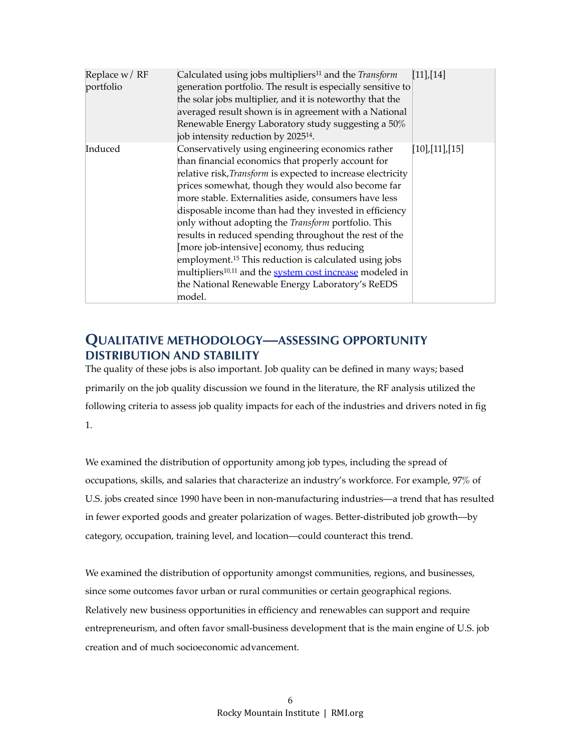| | | |
|---|---|---|
| Replace w/ RF portfolio | Calculated using jobs multipliers[11] and the *Transform* generation portfolio. The result is especially sensitive to the solar jobs multiplier, and it is noteworthy that the averaged result shown is in agreement with a National Renewable Energy Laboratory study suggesting a 50% job intensity reduction by 2025[14]. | [11],[14] |
| Induced | Conservatively using engineering economics rather than financial economics that properly account for relative risk,*Transform* is expected to increase electricity prices somewhat, though they would also become far more stable. Externalities aside, consumers have less disposable income than had they invested in efficiency only without adopting the *Transform* portfolio. This results in reduced spending throughout the rest of the [more job-intensive] economy, thus reducing employment.[15] This reduction is calculated using jobs multipliers[10,11] and the system cost increase modeled in the National Renewable Energy Laboratory's ReEDS model. | [10],[11],[15] |

## QUALITATIVE METHODOLOGY—ASSESSING OPPORTUNITY DISTRIBUTION AND STABILITY

The quality of these jobs is also important. Job quality can be defined in many ways; based primarily on the job quality discussion we found in the literature, the RF analysis utilized the following criteria to assess job quality impacts for each of the industries and drivers noted in fig 1.

We examined the distribution of opportunity among job types, including the spread of occupations, skills, and salaries that characterize an industry's workforce. For example, 97% of U.S. jobs created since 1990 have been in non-manufacturing industries—a trend that has resulted in fewer exported goods and greater polarization of wages. Better-distributed job growth—by category, occupation, training level, and location—could counteract this trend.

We examined the distribution of opportunity amongst communities, regions, and businesses, since some outcomes favor urban or rural communities or certain geographical regions. Relatively new business opportunities in efficiency and renewables can support and require entrepreneurism, and often favor small-business development that is the main engine of U.S. job creation and of much socioeconomic advancement.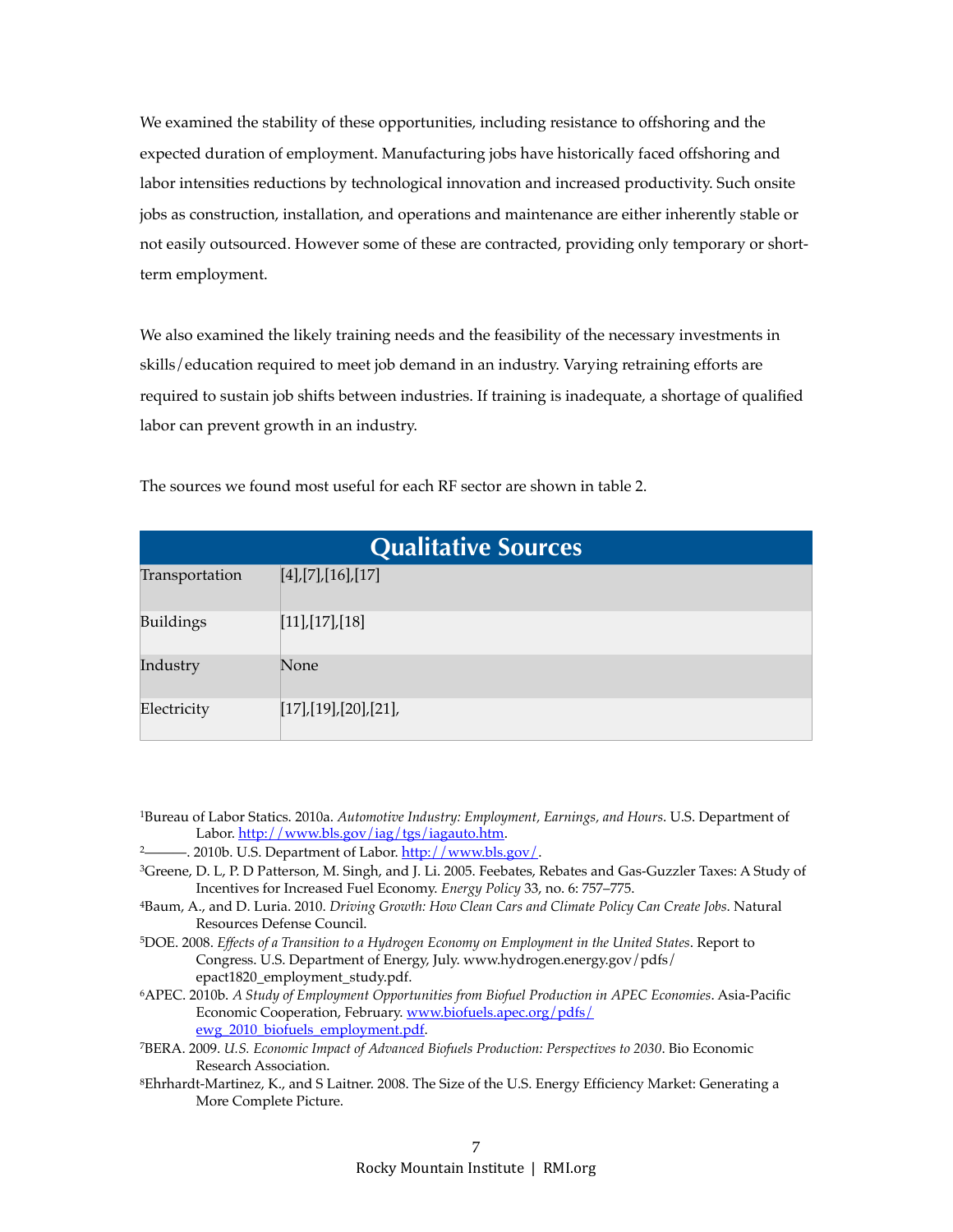We examined the stability of these opportunities, including resistance to offshoring and the expected duration of employment. Manufacturing jobs have historically faced offshoring and labor intensities reductions by technological innovation and increased productivity. Such onsite jobs as construction, installation, and operations and maintenance are either inherently stable or not easily outsourced. However some of these are contracted, providing only temporary or short-term employment.

We also examined the likely training needs and the feasibility of the necessary investments in skills/education required to meet job demand in an industry. Varying retraining efforts are required to sustain job shifts between industries. If training is inadequate, a shortage of qualified labor can prevent growth in an industry.

The sources we found most useful for each RF sector are shown in table 2.

| Qualitative Sources | |
|---|---|
| Transportation | [4],[7],[16],[17] |
| Buildings | [11],[17],[18] |
| Industry | None |
| Electricity | [17],[19],[20],[21], |

[1]Bureau of Labor Statics. 2010a. *Automotive Industry: Employment, Earnings, and Hours*. U.S. Department of Labor. http://www.bls.gov/iag/tgs/iagauto.htm.

[2]———. 2010b. U.S. Department of Labor. http://www.bls.gov/.

[3]Greene, D. L, P. D Patterson, M. Singh, and J. Li. 2005. Feebates, Rebates and Gas-Guzzler Taxes: A Study of Incentives for Increased Fuel Economy. *Energy Policy* 33, no. 6: 757–775.

[4]Baum, A., and D. Luria. 2010. *Driving Growth: How Clean Cars and Climate Policy Can Create Jobs*. Natural Resources Defense Council.

[5]DOE. 2008. *Effects of a Transition to a Hydrogen Economy on Employment in the United States*. Report to Congress. U.S. Department of Energy, July. www.hydrogen.energy.gov/pdfs/epact1820_employment_study.pdf.

[6]APEC. 2010b. *A Study of Employment Opportunities from Biofuel Production in APEC Economies*. Asia-Pacific Economic Cooperation, February. www.biofuels.apec.org/pdfs/ewg_2010_biofuels_employment.pdf.

[7]BERA. 2009. *U.S. Economic Impact of Advanced Biofuels Production: Perspectives to 2030*. Bio Economic Research Association.

[8]Ehrhardt-Martinez, K., and S Laitner. 2008. The Size of the U.S. Energy Efficiency Market: Generating a More Complete Picture.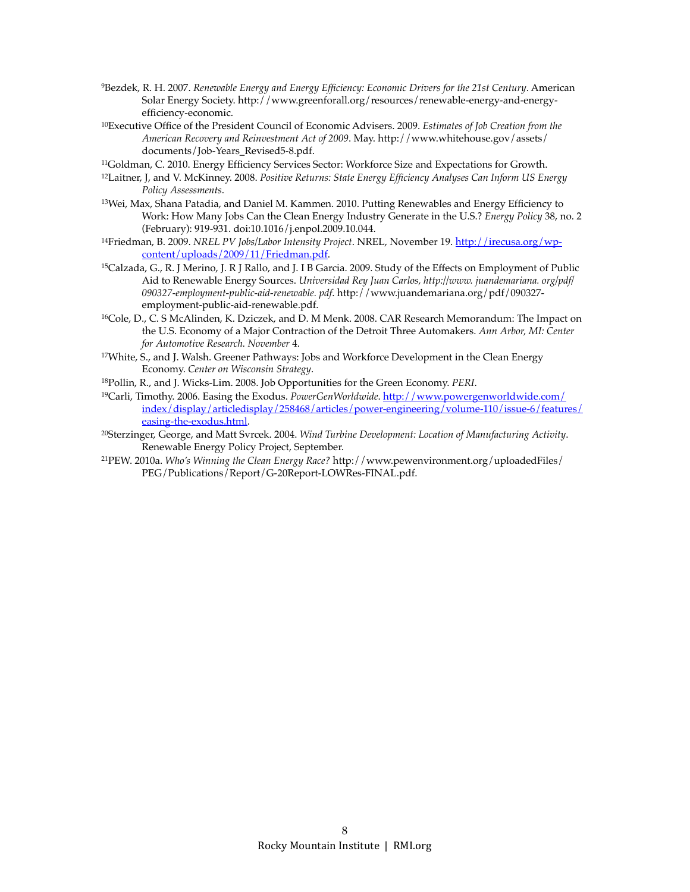[9]Bezdek, R. H. 2007. *Renewable Energy and Energy Efficiency: Economic Drivers for the 21st Century*. American Solar Energy Society. http://www.greenforall.org/resources/renewable-energy-and-energy-efficiency-economic.

[10]Executive Office of the President Council of Economic Advisers. 2009. *Estimates of Job Creation from the American Recovery and Reinvestment Act of 2009*. May. http://www.whitehouse.gov/assets/documents/Job-Years_Revised5-8.pdf.

[11]Goldman, C. 2010. Energy Efficiency Services Sector: Workforce Size and Expectations for Growth.

[12]Laitner, J, and V. McKinney. 2008. *Positive Returns: State Energy Efficiency Analyses Can Inform US Energy Policy Assessments*.

[13]Wei, Max, Shana Patadia, and Daniel M. Kammen. 2010. Putting Renewables and Energy Efficiency to Work: How Many Jobs Can the Clean Energy Industry Generate in the U.S.? *Energy Policy* 38, no. 2 (February): 919-931. doi:10.1016/j.enpol.2009.10.044.

[14]Friedman, B. 2009. *NREL PV Jobs/Labor Intensity Project*. NREL, November 19. http://irecusa.org/wp-content/uploads/2009/11/Friedman.pdf.

[15]Calzada, G., R. J Merino, J. R J Rallo, and J. I B Garcia. 2009. Study of the Effects on Employment of Public Aid to Renewable Energy Sources. *Universidad Rey Juan Carlos, http://www. juandemariana. org/pdf/090327-employment-public-aid-renewable. pdf*. http://www.juandemariana.org/pdf/090327-employment-public-aid-renewable.pdf.

[16]Cole, D., C. S McAlinden, K. Dziczek, and D. M Menk. 2008. CAR Research Memorandum: The Impact on the U.S. Economy of a Major Contraction of the Detroit Three Automakers. *Ann Arbor, MI: Center for Automotive Research. November* 4.

[17]White, S., and J. Walsh. Greener Pathways: Jobs and Workforce Development in the Clean Energy Economy. *Center on Wisconsin Strategy*.

[18]Pollin, R., and J. Wicks-Lim. 2008. Job Opportunities for the Green Economy. *PERI*.

[19]Carli, Timothy. 2006. Easing the Exodus. *PowerGenWorldwide*. http://www.powergenworldwide.com/index/display/articledisplay/258468/articles/power-engineering/volume-110/issue-6/features/easing-the-exodus.html.

[20]Sterzinger, George, and Matt Svrcek. 2004. *Wind Turbine Development: Location of Manufacturing Activity*. Renewable Energy Policy Project, September.

[21]PEW. 2010a. *Who's Winning the Clean Energy Race?* http://www.pewenvironment.org/uploadedFiles/PEG/Publications/Report/G-20Report-LOWRes-FINAL.pdf.